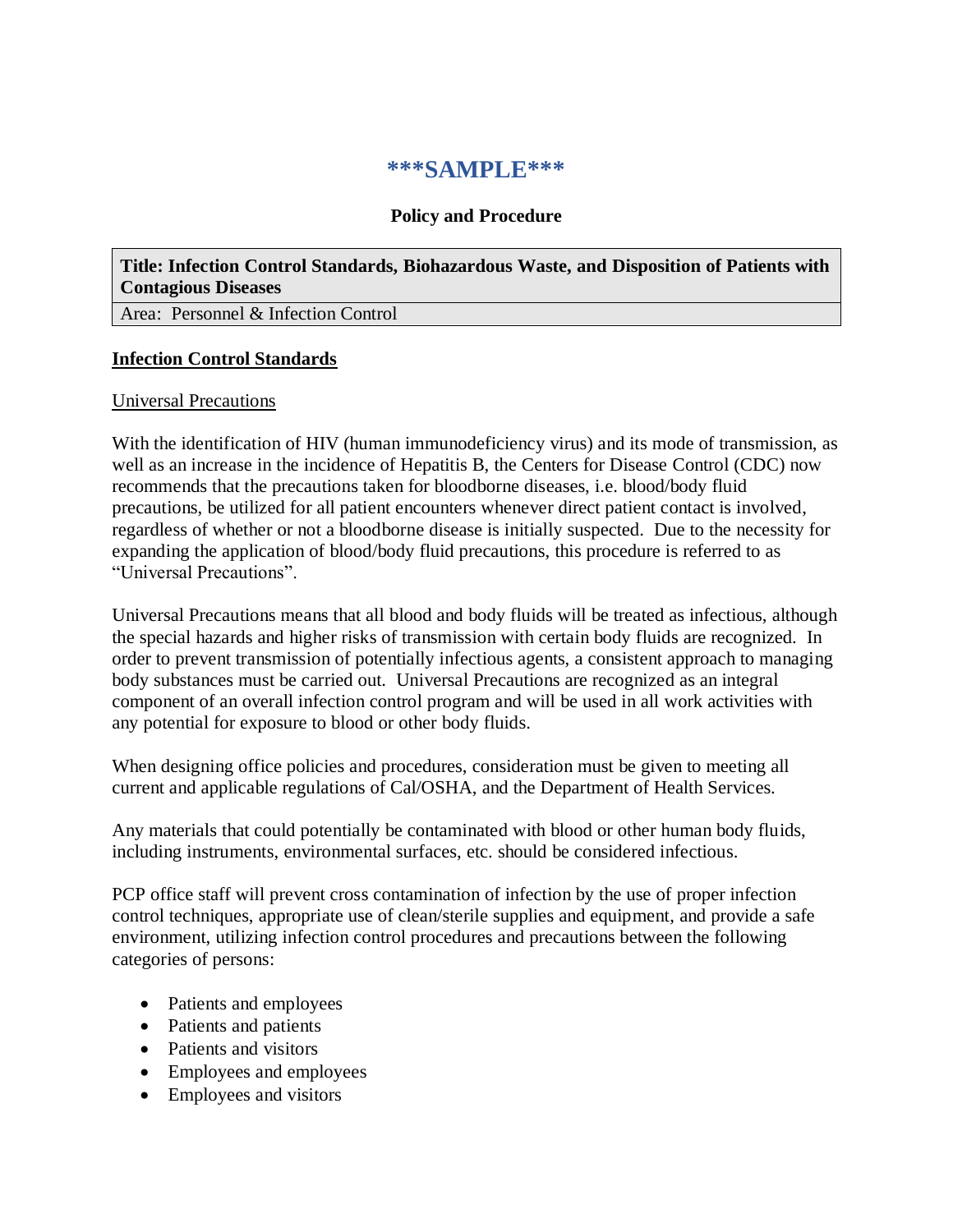# ***SAMPLE***

**Policy and Procedure**

| **Title: Infection Control Standards, Biohazardous Waste, and Disposition of Patients with Contagious Diseases** |
| --- |
| Area: Personnel & Infection Control |

## <u>Infection Control Standards</u>

### <u>Universal Precautions</u>

With the identification of HIV (human immunodeficiency virus) and its mode of transmission, as well as an increase in the incidence of Hepatitis B, the Centers for Disease Control (CDC) now recommends that the precautions taken for bloodborne diseases, i.e. blood/body fluid precautions, be utilized for all patient encounters whenever direct patient contact is involved, regardless of whether or not a bloodborne disease is initially suspected. Due to the necessity for expanding the application of blood/body fluid precautions, this procedure is referred to as "Universal Precautions".

Universal Precautions means that all blood and body fluids will be treated as infectious, although the special hazards and higher risks of transmission with certain body fluids are recognized. In order to prevent transmission of potentially infectious agents, a consistent approach to managing body substances must be carried out. Universal Precautions are recognized as an integral component of an overall infection control program and will be used in all work activities with any potential for exposure to blood or other body fluids.

When designing office policies and procedures, consideration must be given to meeting all current and applicable regulations of Cal/OSHA, and the Department of Health Services.

Any materials that could potentially be contaminated with blood or other human body fluids, including instruments, environmental surfaces, etc. should be considered infectious.

PCP office staff will prevent cross contamination of infection by the use of proper infection control techniques, appropriate use of clean/sterile supplies and equipment, and provide a safe environment, utilizing infection control procedures and precautions between the following categories of persons:

- Patients and employees
- Patients and patients
- Patients and visitors
- Employees and employees
- Employees and visitors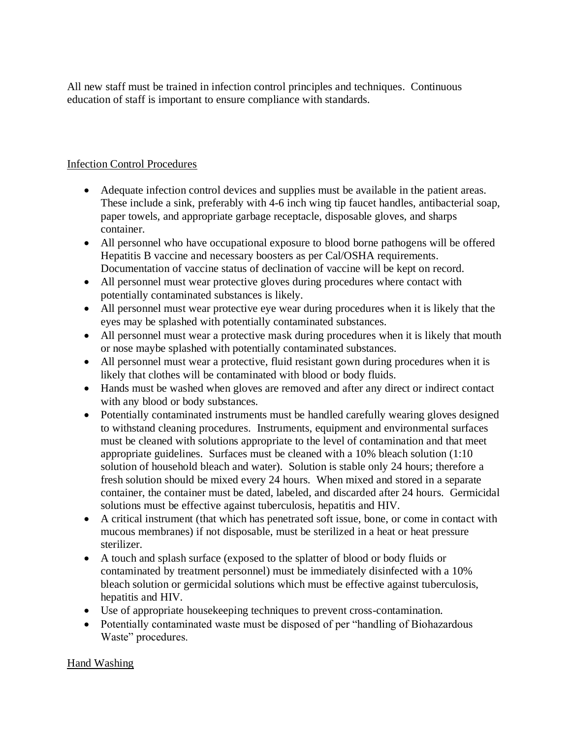All new staff must be trained in infection control principles and techniques. Continuous education of staff is important to ensure compliance with standards.

Infection Control Procedures

- Adequate infection control devices and supplies must be available in the patient areas. These include a sink, preferably with 4-6 inch wing tip faucet handles, antibacterial soap, paper towels, and appropriate garbage receptacle, disposable gloves, and sharps container.
- All personnel who have occupational exposure to blood borne pathogens will be offered Hepatitis B vaccine and necessary boosters as per Cal/OSHA requirements. Documentation of vaccine status of declination of vaccine will be kept on record.
- All personnel must wear protective gloves during procedures where contact with potentially contaminated substances is likely.
- All personnel must wear protective eye wear during procedures when it is likely that the eyes may be splashed with potentially contaminated substances.
- All personnel must wear a protective mask during procedures when it is likely that mouth or nose maybe splashed with potentially contaminated substances.
- All personnel must wear a protective, fluid resistant gown during procedures when it is likely that clothes will be contaminated with blood or body fluids.
- Hands must be washed when gloves are removed and after any direct or indirect contact with any blood or body substances.
- Potentially contaminated instruments must be handled carefully wearing gloves designed to withstand cleaning procedures. Instruments, equipment and environmental surfaces must be cleaned with solutions appropriate to the level of contamination and that meet appropriate guidelines. Surfaces must be cleaned with a 10% bleach solution (1:10 solution of household bleach and water). Solution is stable only 24 hours; therefore a fresh solution should be mixed every 24 hours. When mixed and stored in a separate container, the container must be dated, labeled, and discarded after 24 hours. Germicidal solutions must be effective against tuberculosis, hepatitis and HIV.
- A critical instrument (that which has penetrated soft issue, bone, or come in contact with mucous membranes) if not disposable, must be sterilized in a heat or heat pressure sterilizer.
- A touch and splash surface (exposed to the splatter of blood or body fluids or contaminated by treatment personnel) must be immediately disinfected with a 10% bleach solution or germicidal solutions which must be effective against tuberculosis, hepatitis and HIV.
- Use of appropriate housekeeping techniques to prevent cross-contamination.
- Potentially contaminated waste must be disposed of per "handling of Biohazardous Waste" procedures.

Hand Washing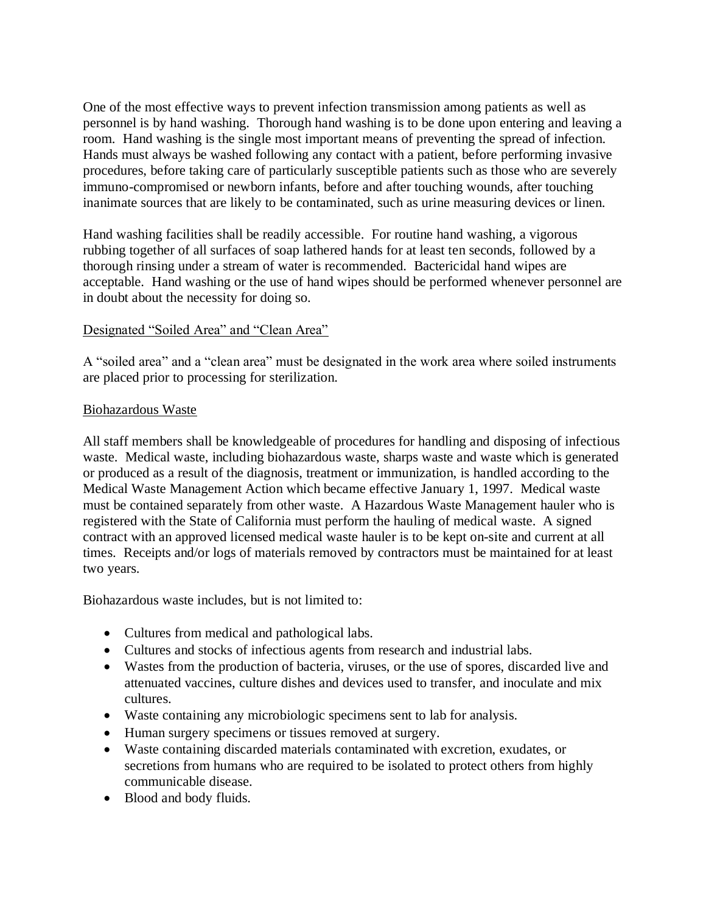One of the most effective ways to prevent infection transmission among patients as well as personnel is by hand washing. Thorough hand washing is to be done upon entering and leaving a room. Hand washing is the single most important means of preventing the spread of infection. Hands must always be washed following any contact with a patient, before performing invasive procedures, before taking care of particularly susceptible patients such as those who are severely immuno-compromised or newborn infants, before and after touching wounds, after touching inanimate sources that are likely to be contaminated, such as urine measuring devices or linen.

Hand washing facilities shall be readily accessible. For routine hand washing, a vigorous rubbing together of all surfaces of soap lathered hands for at least ten seconds, followed by a thorough rinsing under a stream of water is recommended. Bactericidal hand wipes are acceptable. Hand washing or the use of hand wipes should be performed whenever personnel are in doubt about the necessity for doing so.

<u>Designated "Soiled Area" and "Clean Area"</u>

A "soiled area" and a "clean area" must be designated in the work area where soiled instruments are placed prior to processing for sterilization.

<u>Biohazardous Waste</u>

All staff members shall be knowledgeable of procedures for handling and disposing of infectious waste. Medical waste, including biohazardous waste, sharps waste and waste which is generated or produced as a result of the diagnosis, treatment or immunization, is handled according to the Medical Waste Management Action which became effective January 1, 1997. Medical waste must be contained separately from other waste. A Hazardous Waste Management hauler who is registered with the State of California must perform the hauling of medical waste. A signed contract with an approved licensed medical waste hauler is to be kept on-site and current at all times. Receipts and/or logs of materials removed by contractors must be maintained for at least two years.

Biohazardous waste includes, but is not limited to:

- Cultures from medical and pathological labs.
- Cultures and stocks of infectious agents from research and industrial labs.
- Wastes from the production of bacteria, viruses, or the use of spores, discarded live and attenuated vaccines, culture dishes and devices used to transfer, and inoculate and mix cultures.
- Waste containing any microbiologic specimens sent to lab for analysis.
- Human surgery specimens or tissues removed at surgery.
- Waste containing discarded materials contaminated with excretion, exudates, or secretions from humans who are required to be isolated to protect others from highly communicable disease.
- Blood and body fluids.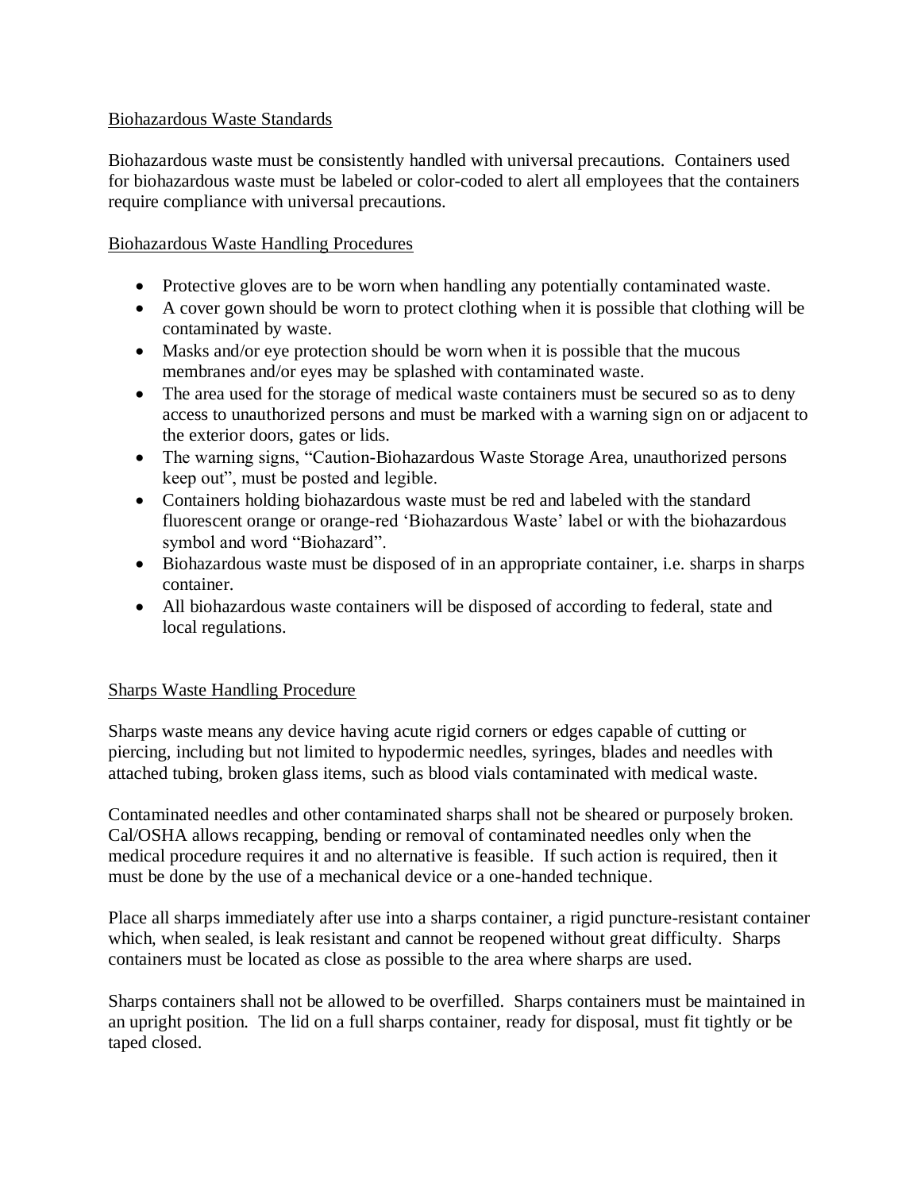## Biohazardous Waste Standards

Biohazardous waste must be consistently handled with universal precautions. Containers used for biohazardous waste must be labeled or color-coded to alert all employees that the containers require compliance with universal precautions.

## Biohazardous Waste Handling Procedures

- Protective gloves are to be worn when handling any potentially contaminated waste.
- A cover gown should be worn to protect clothing when it is possible that clothing will be contaminated by waste.
- Masks and/or eye protection should be worn when it is possible that the mucous membranes and/or eyes may be splashed with contaminated waste.
- The area used for the storage of medical waste containers must be secured so as to deny access to unauthorized persons and must be marked with a warning sign on or adjacent to the exterior doors, gates or lids.
- The warning signs, "Caution-Biohazardous Waste Storage Area, unauthorized persons keep out", must be posted and legible.
- Containers holding biohazardous waste must be red and labeled with the standard fluorescent orange or orange-red 'Biohazardous Waste' label or with the biohazardous symbol and word "Biohazard".
- Biohazardous waste must be disposed of in an appropriate container, i.e. sharps in sharps container.
- All biohazardous waste containers will be disposed of according to federal, state and local regulations.

## Sharps Waste Handling Procedure

Sharps waste means any device having acute rigid corners or edges capable of cutting or piercing, including but not limited to hypodermic needles, syringes, blades and needles with attached tubing, broken glass items, such as blood vials contaminated with medical waste.

Contaminated needles and other contaminated sharps shall not be sheared or purposely broken. Cal/OSHA allows recapping, bending or removal of contaminated needles only when the medical procedure requires it and no alternative is feasible. If such action is required, then it must be done by the use of a mechanical device or a one-handed technique.

Place all sharps immediately after use into a sharps container, a rigid puncture-resistant container which, when sealed, is leak resistant and cannot be reopened without great difficulty. Sharps containers must be located as close as possible to the area where sharps are used.

Sharps containers shall not be allowed to be overfilled. Sharps containers must be maintained in an upright position. The lid on a full sharps container, ready for disposal, must fit tightly or be taped closed.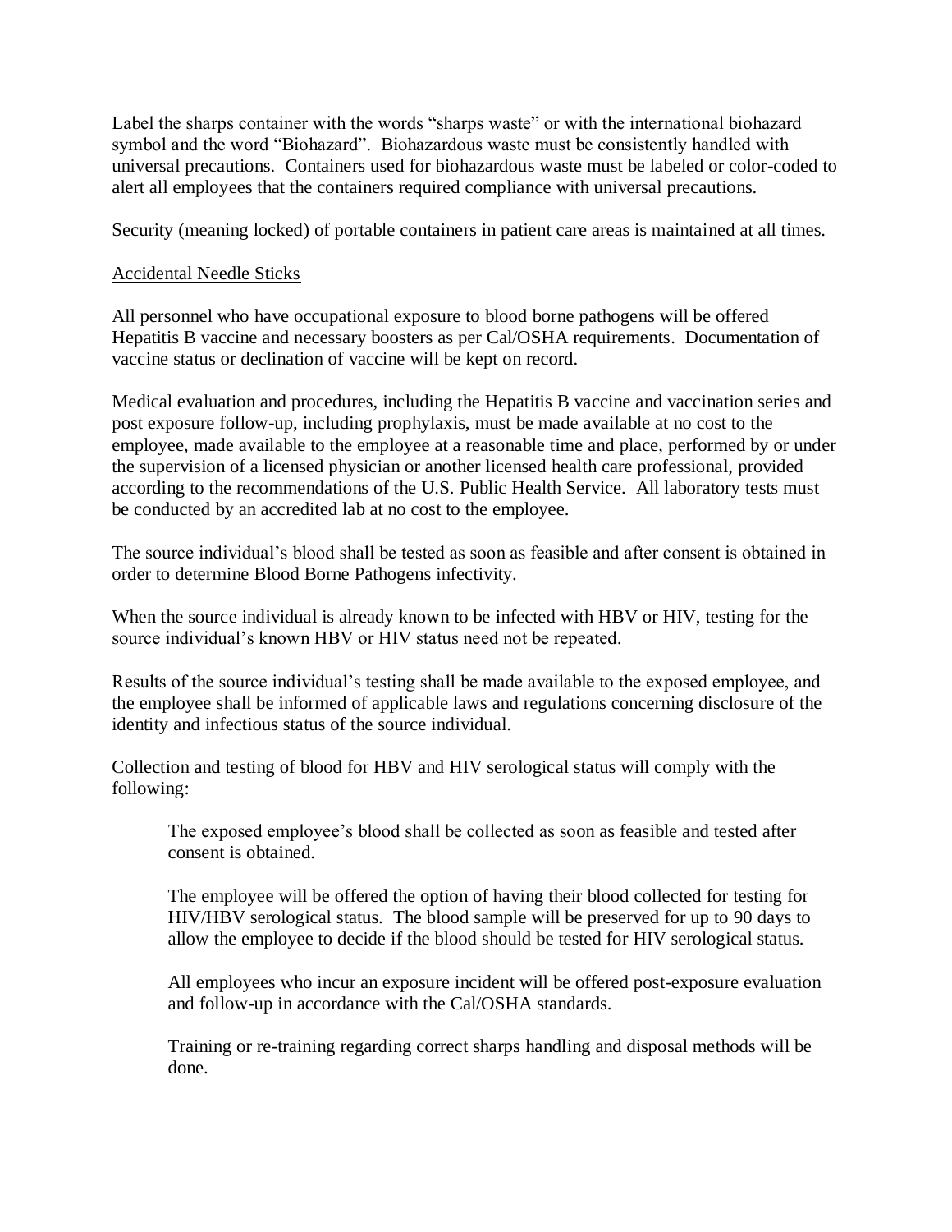Label the sharps container with the words "sharps waste" or with the international biohazard symbol and the word "Biohazard". Biohazardous waste must be consistently handled with universal precautions. Containers used for biohazardous waste must be labeled or color-coded to alert all employees that the containers required compliance with universal precautions.

Security (meaning locked) of portable containers in patient care areas is maintained at all times.

<u>Accidental Needle Sticks</u>

All personnel who have occupational exposure to blood borne pathogens will be offered Hepatitis B vaccine and necessary boosters as per Cal/OSHA requirements. Documentation of vaccine status or declination of vaccine will be kept on record.

Medical evaluation and procedures, including the Hepatitis B vaccine and vaccination series and post exposure follow-up, including prophylaxis, must be made available at no cost to the employee, made available to the employee at a reasonable time and place, performed by or under the supervision of a licensed physician or another licensed health care professional, provided according to the recommendations of the U.S. Public Health Service. All laboratory tests must be conducted by an accredited lab at no cost to the employee.

The source individual's blood shall be tested as soon as feasible and after consent is obtained in order to determine Blood Borne Pathogens infectivity.

When the source individual is already known to be infected with HBV or HIV, testing for the source individual's known HBV or HIV status need not be repeated.

Results of the source individual's testing shall be made available to the exposed employee, and the employee shall be informed of applicable laws and regulations concerning disclosure of the identity and infectious status of the source individual.

Collection and testing of blood for HBV and HIV serological status will comply with the following:

> The exposed employee's blood shall be collected as soon as feasible and tested after consent is obtained.
>
> The employee will be offered the option of having their blood collected for testing for HIV/HBV serological status. The blood sample will be preserved for up to 90 days to allow the employee to decide if the blood should be tested for HIV serological status.
>
> All employees who incur an exposure incident will be offered post-exposure evaluation and follow-up in accordance with the Cal/OSHA standards.
>
> Training or re-training regarding correct sharps handling and disposal methods will be done.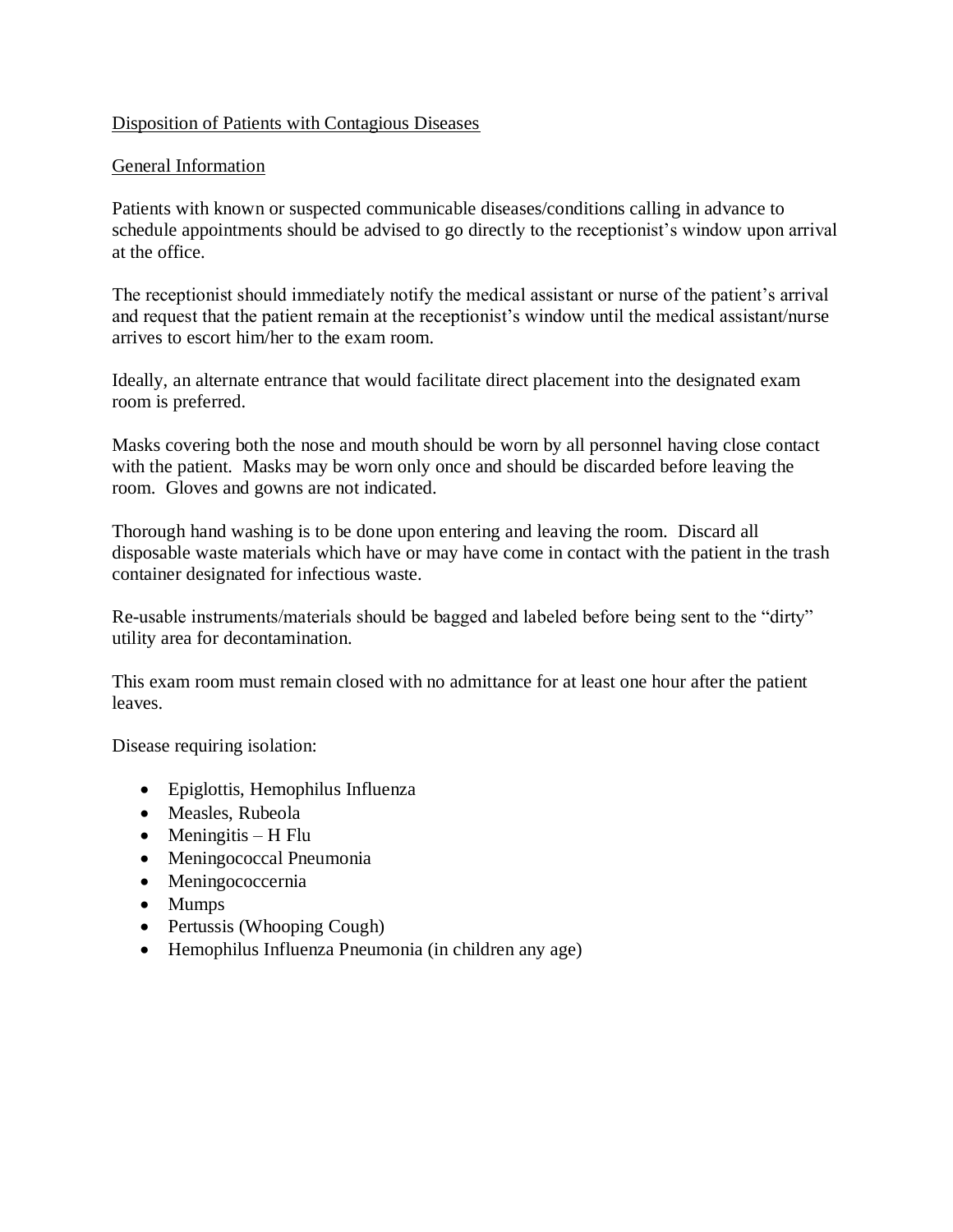## Disposition of Patients with Contagious Diseases

### General Information

Patients with known or suspected communicable diseases/conditions calling in advance to schedule appointments should be advised to go directly to the receptionist's window upon arrival at the office.

The receptionist should immediately notify the medical assistant or nurse of the patient's arrival and request that the patient remain at the receptionist's window until the medical assistant/nurse arrives to escort him/her to the exam room.

Ideally, an alternate entrance that would facilitate direct placement into the designated exam room is preferred.

Masks covering both the nose and mouth should be worn by all personnel having close contact with the patient. Masks may be worn only once and should be discarded before leaving the room. Gloves and gowns are not indicated.

Thorough hand washing is to be done upon entering and leaving the room. Discard all disposable waste materials which have or may have come in contact with the patient in the trash container designated for infectious waste.

Re-usable instruments/materials should be bagged and labeled before being sent to the "dirty" utility area for decontamination.

This exam room must remain closed with no admittance for at least one hour after the patient leaves.

Disease requiring isolation:

- Epiglottis, Hemophilus Influenza
- Measles, Rubeola
- Meningitis – H Flu
- Meningococcal Pneumonia
- Meningococcernia
- Mumps
- Pertussis (Whooping Cough)
- Hemophilus Influenza Pneumonia (in children any age)